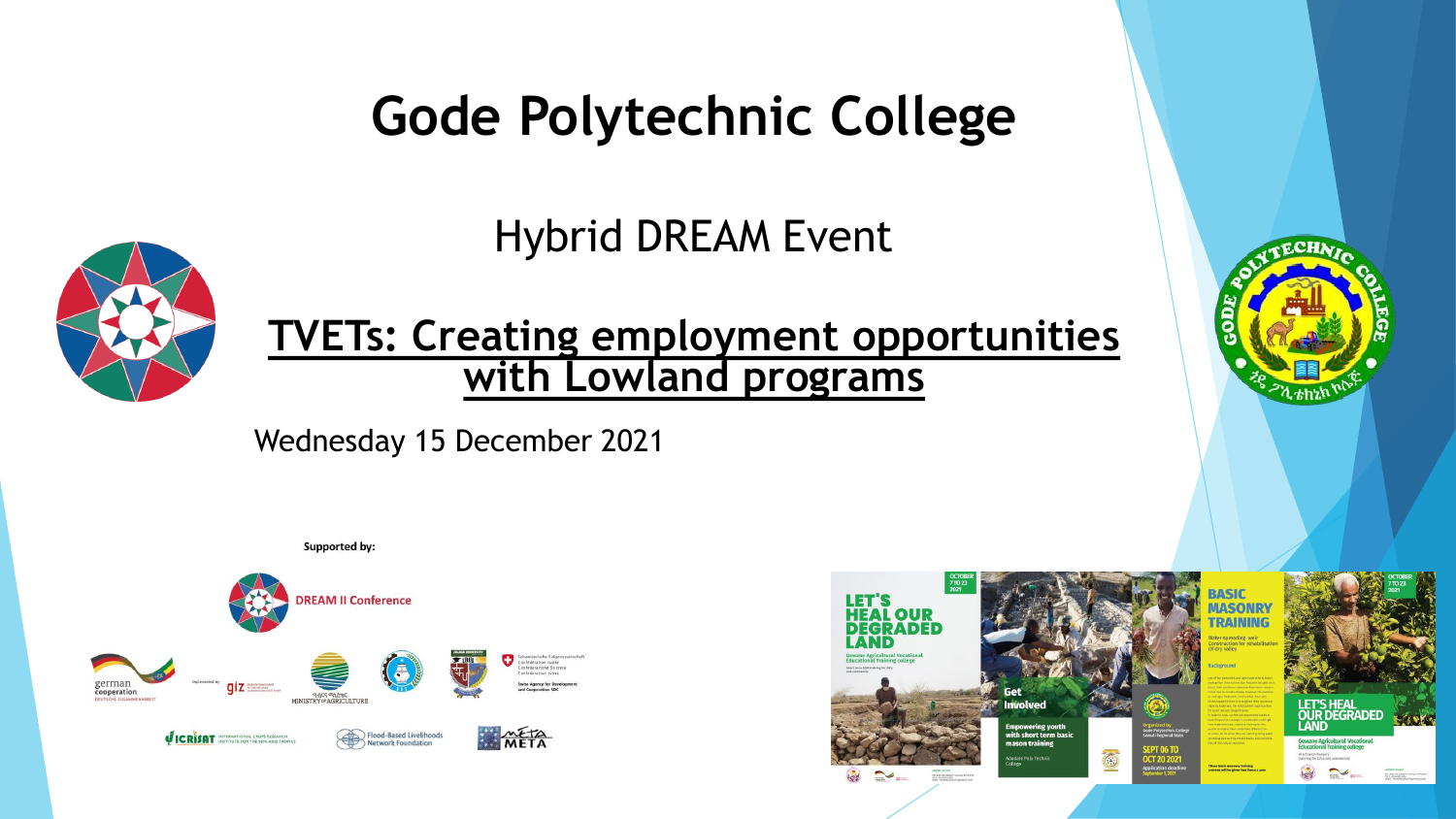# Gode Polytechnic College

## Hybrid DREAM Event

## TVETs: Creating employment opportunities with Lowland programs

Wednesday 15 December 2021

Supported by: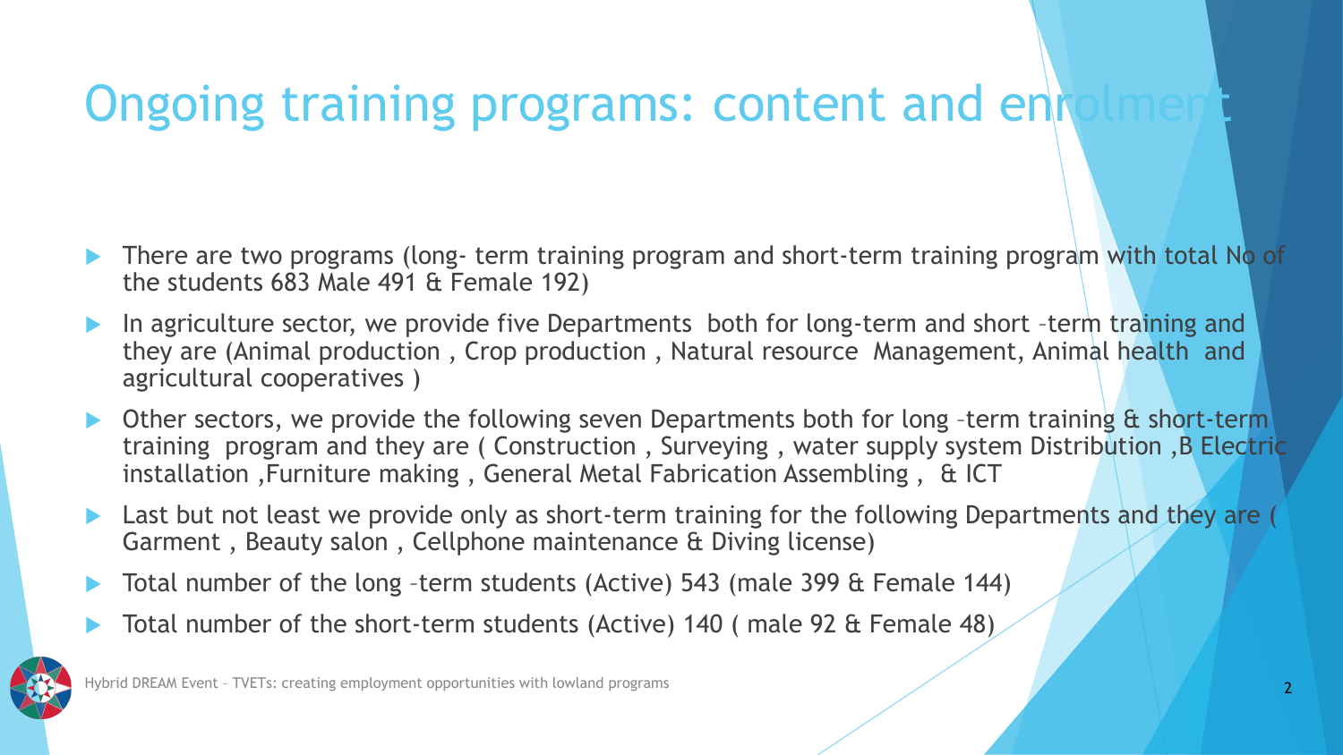# Ongoing training programs: content and enrolment

- There are two programs (long- term training program and short-term training program with total No of the students 683 Male 491 & Female 192)
- In agriculture sector, we provide five Departments both for long-term and short –term training and they are (Animal production , Crop production , Natural resource Management, Animal health and agricultural cooperatives )
- Other sectors, we provide the following seven Departments both for long –term training & short-term training program and they are ( Construction , Surveying , water supply system Distribution ,B Electric installation ,Furniture making , General Metal Fabrication Assembling , & ICT
- Last but not least we provide only as short-term training for the following Departments and they are ( Garment , Beauty salon , Cellphone maintenance & Diving license)
- Total number of the long –term students (Active) 543 (male 399 & Female 144)
- Total number of the short-term students (Active) 140 ( male 92 & Female 48)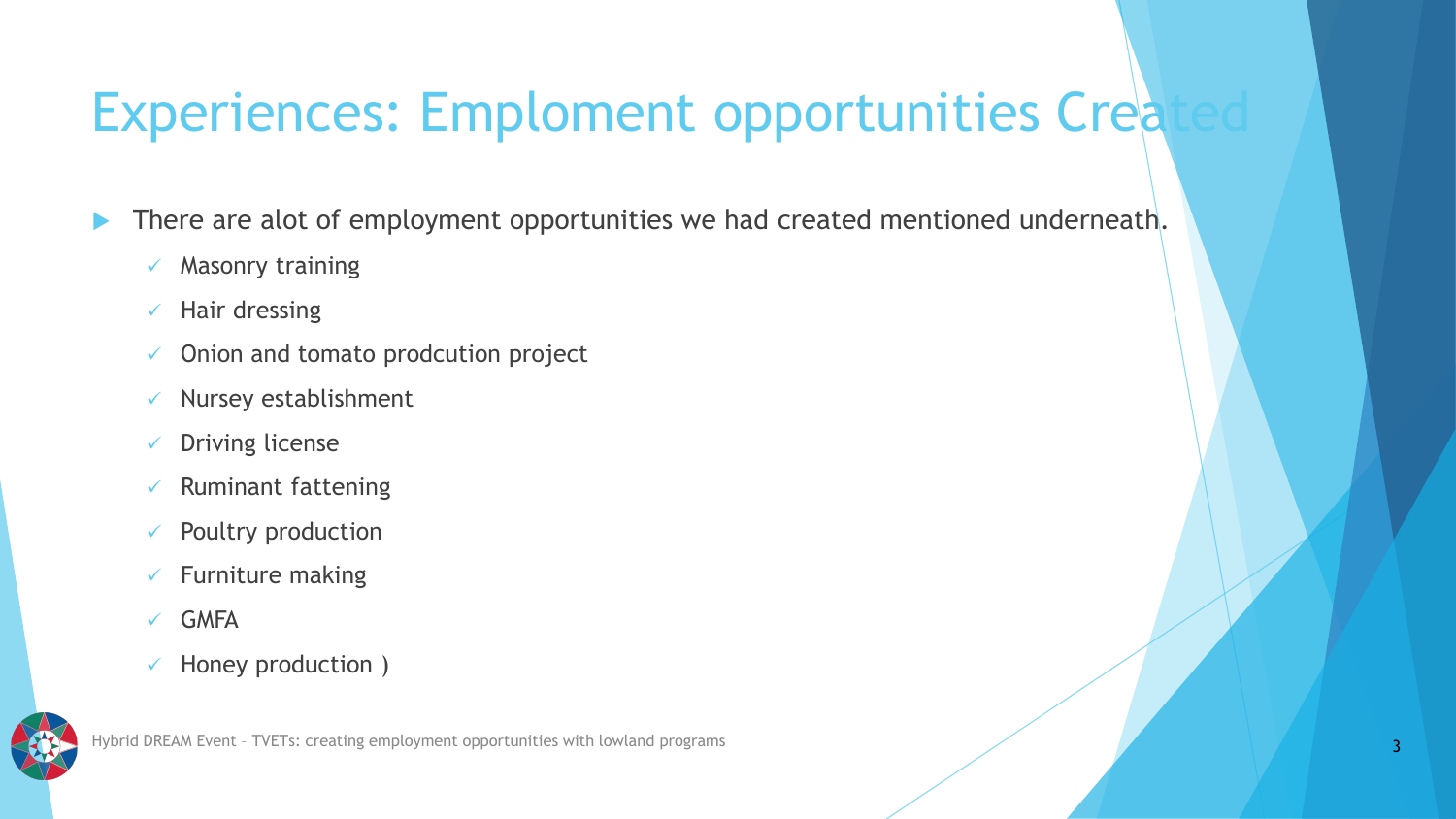# Experiences: Emploment opportunities Created

- There are alot of employment opportunities we had created mentioned underneath.
  - ✓ Masonry training
  - ✓ Hair dressing
  - ✓ Onion and tomato prodcution project
  - ✓ Nursey establishment
  - ✓ Driving license
  - ✓ Ruminant fattening
  - ✓ Poultry production
  - ✓ Furniture making
  - ✓ GMFA
  - ✓ Honey production )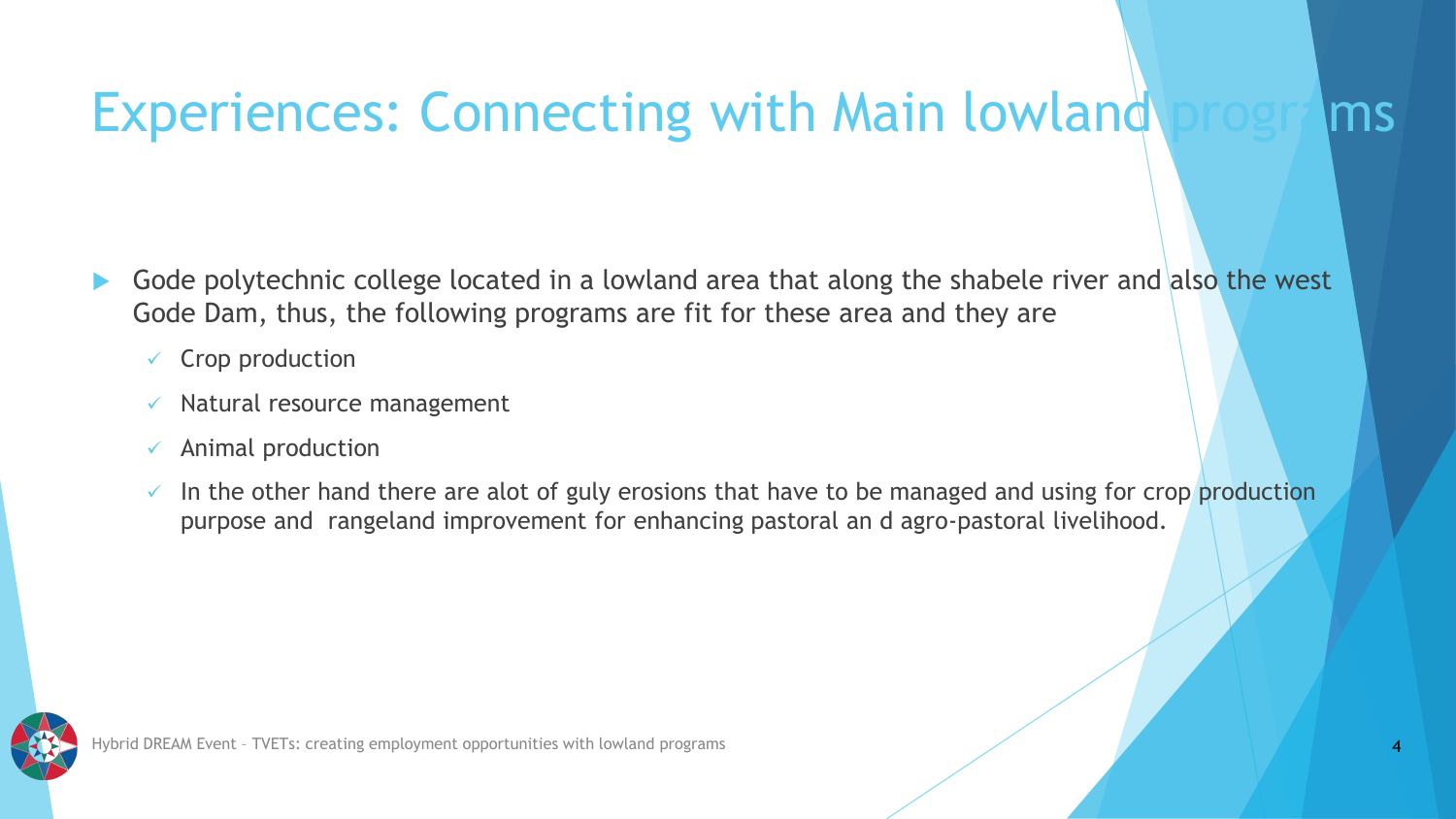# Experiences: Connecting with Main lowland programs

- Gode polytechnic college located in a lowland area that along the shabele river and also the west Gode Dam, thus, the following programs are fit for these area and they are
  - ✓ Crop production
  - ✓ Natural resource management
  - ✓ Animal production
  - ✓ In the other hand there are alot of guly erosions that have to be managed and using for crop production purpose and rangeland improvement for enhancing pastoral an d agro-pastoral livelihood.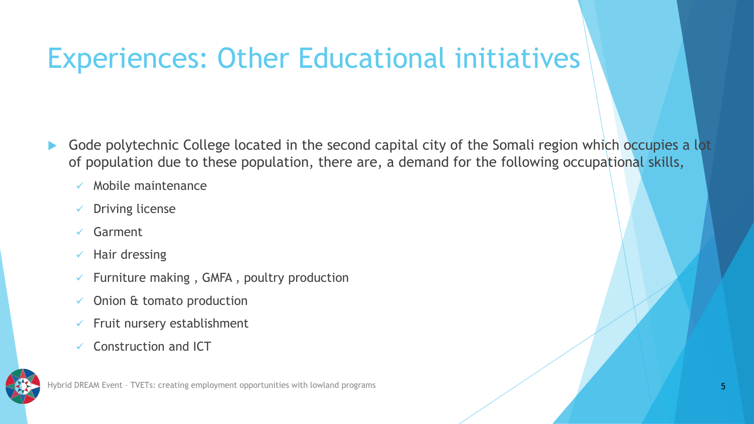# Experiences: Other Educational initiatives

- Gode polytechnic College located in the second capital city of the Somali region which occupies a lot of population due to these population, there are, a demand for the following occupational skills,
  - Mobile maintenance
  - Driving license
  - Garment
  - Hair dressing
  - Furniture making , GMFA , poultry production
  - Onion & tomato production
  - Fruit nursery establishment
  - Construction and ICT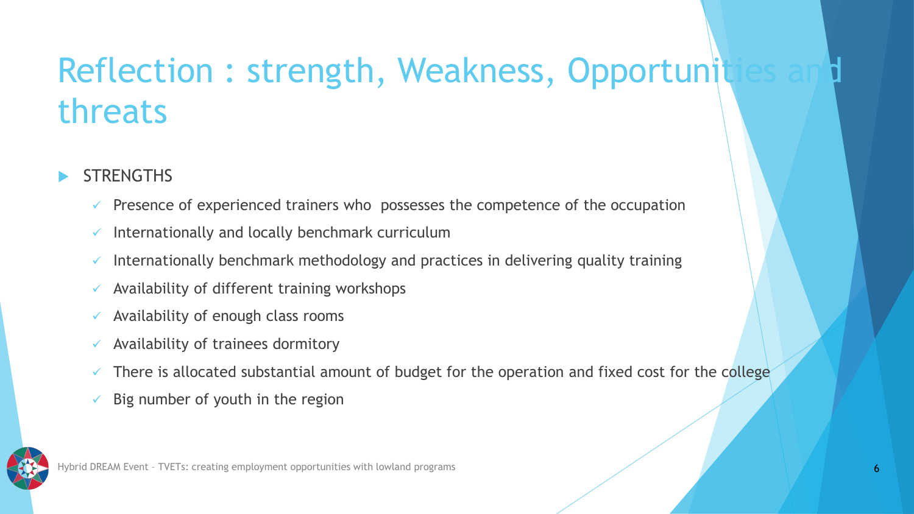# Reflection : strength, Weakness, Opportunities and threats

- STRENGTHS
  - Presence of experienced trainers who possesses the competence of the occupation
  - Internationally and locally benchmark curriculum
  - Internationally benchmark methodology and practices in delivering quality training
  - Availability of different training workshops
  - Availability of enough class rooms
  - Availability of trainees dormitory
  - There is allocated substantial amount of budget for the operation and fixed cost for the college
  - Big number of youth in the region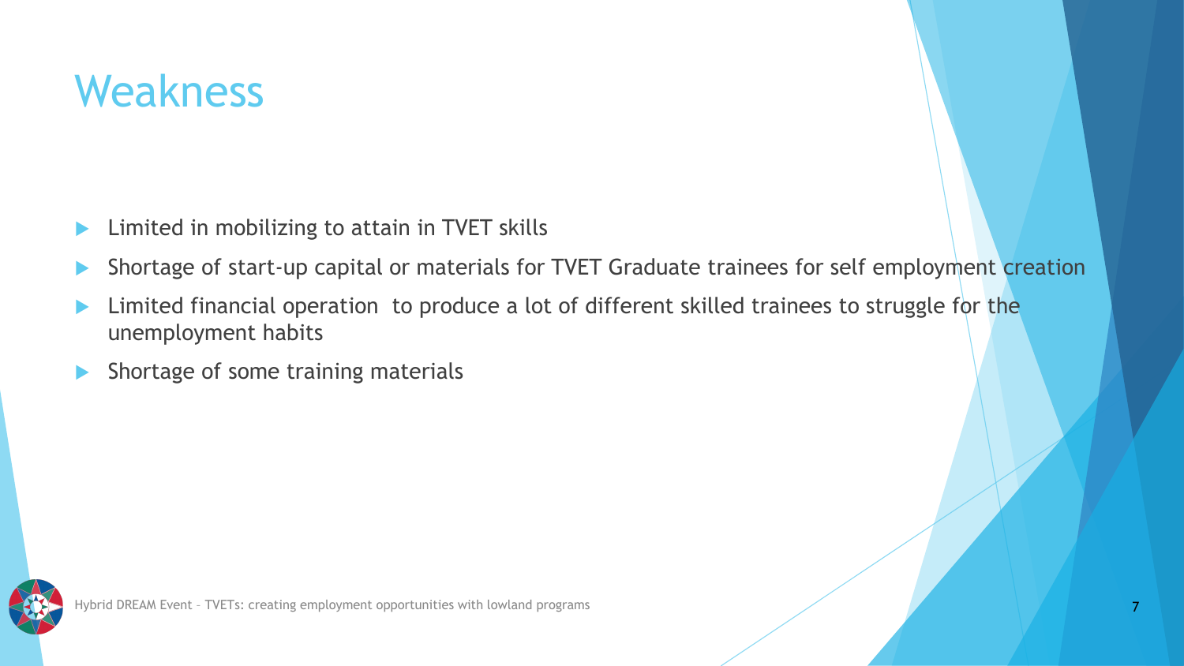# Weakness

- Limited in mobilizing to attain in TVET skills
- Shortage of start-up capital or materials for TVET Graduate trainees for self employment creation
- Limited financial operation  to produce a lot of different skilled trainees to struggle for the unemployment habits
- Shortage of some training materials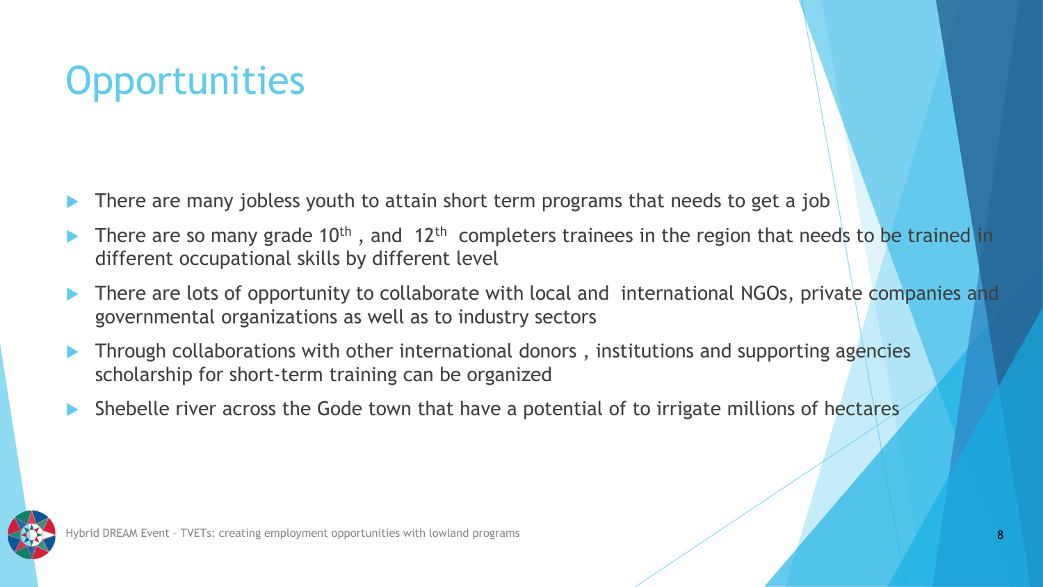# Opportunities

- There are many jobless youth to attain short term programs that needs to get a job
- There are so many grade 10th , and 12th completers trainees in the region that needs to be trained in different occupational skills by different level
- There are lots of opportunity to collaborate with local and international NGOs, private companies and governmental organizations as well as to industry sectors
- Through collaborations with other international donors , institutions and supporting agencies scholarship for short-term training can be organized
- Shebelle river across the Gode town that have a potential of to irrigate millions of hectares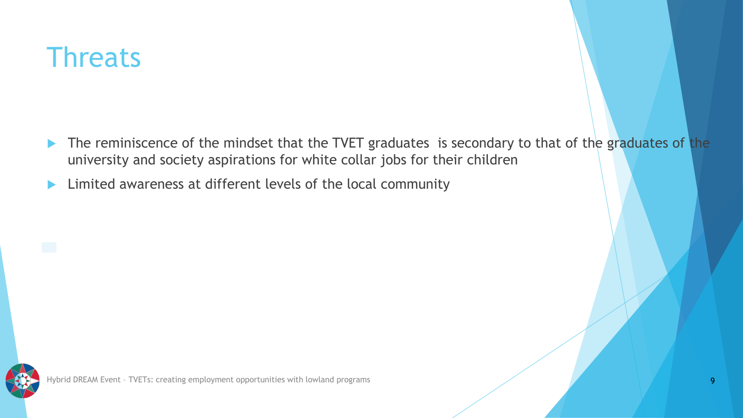# Threats

- The reminiscence of the mindset that the TVET graduates  is secondary to that of the graduates of the university and society aspirations for white collar jobs for their children
- Limited awareness at different levels of the local community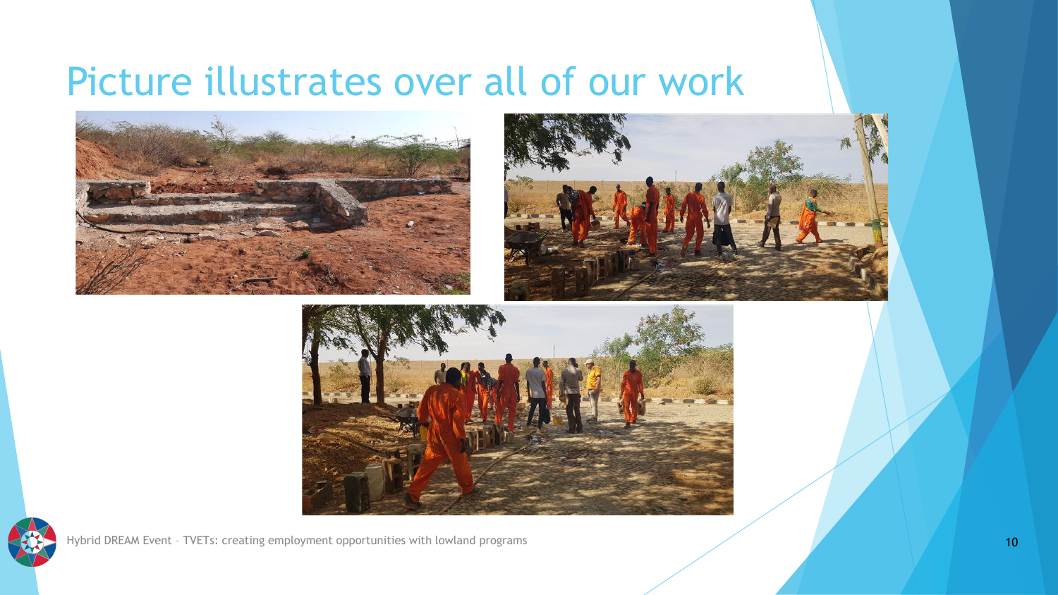# Picture illustrates over all of our work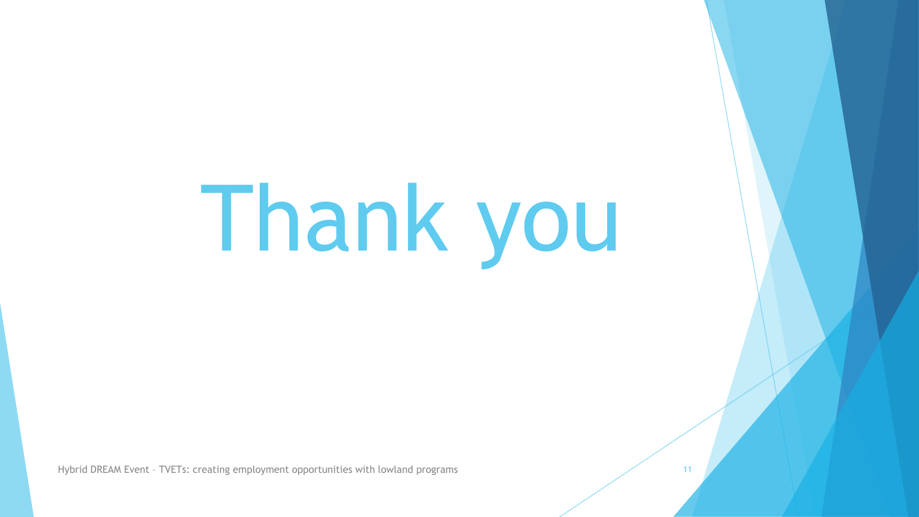# Thank you